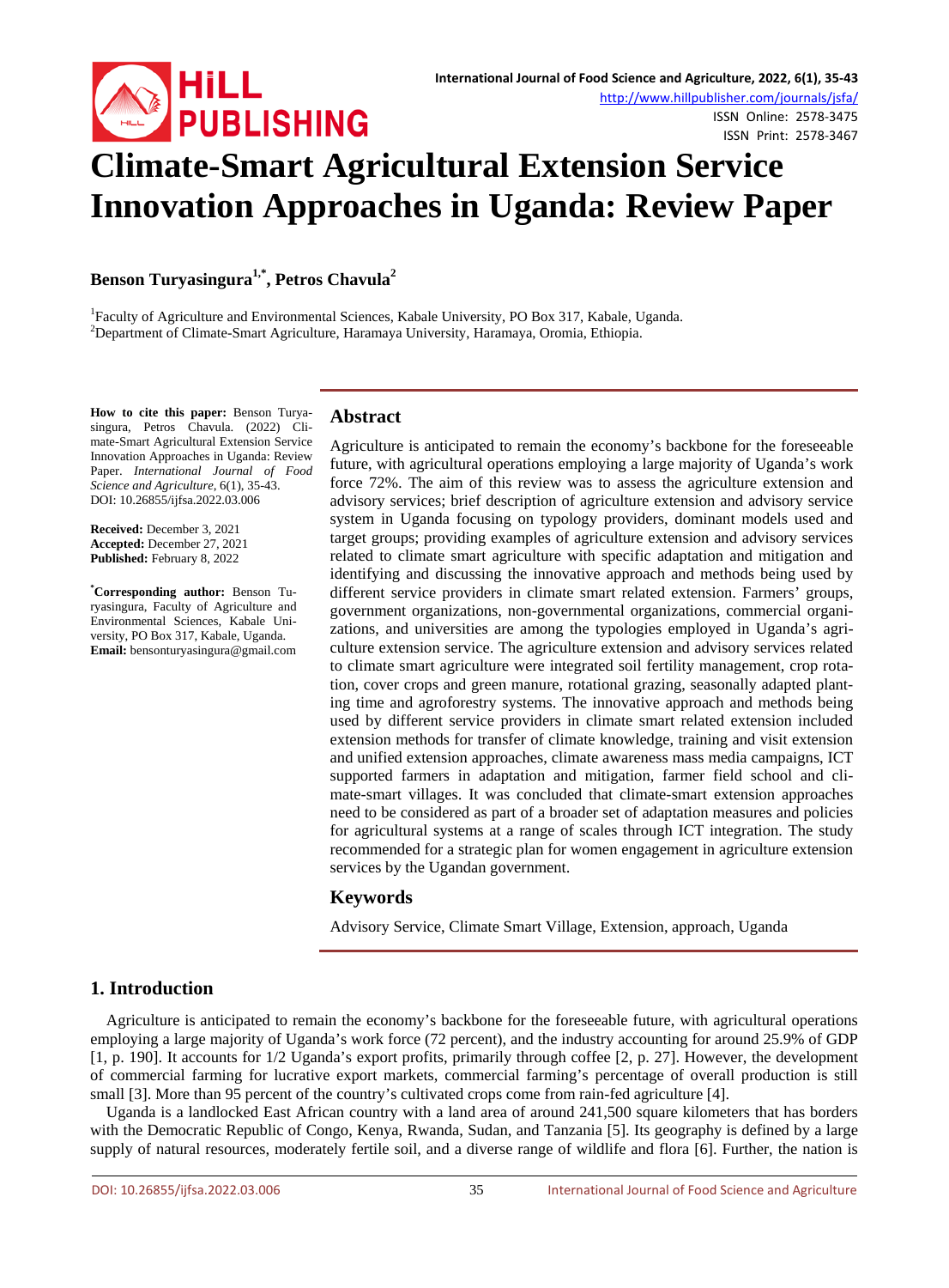# Climate-Smart Agricultural Extension Service Innovation Approaches in Uganda: Review Paper

**Benson Turyasingura[1,*], Petros Chavula[2]**

[1]Faculty of Agriculture and Environmental Sciences, Kabale University, PO Box 317, Kabale, Uganda.
[2]Department of Climate-Smart Agriculture, Haramaya University, Haramaya, Oromia, Ethiopia.

**How to cite this paper:** Benson Turyasingura, Petros Chavula. (2022) Climate-Smart Agricultural Extension Service Innovation Approaches in Uganda: Review Paper. *International Journal of Food Science and Agriculture*, 6(1), 35-43.
DOI: 10.26855/ijfsa.2022.03.006

**Received:** December 3, 2021
**Accepted:** December 27, 2021
**Published:** February 8, 2022

**[*]Corresponding author:** Benson Turyasingura, Faculty of Agriculture and Environmental Sciences, Kabale University, PO Box 317, Kabale, Uganda.
**Email:** bensonturyasingura@gmail.com

## Abstract

Agriculture is anticipated to remain the economy's backbone for the foreseeable future, with agricultural operations employing a large majority of Uganda's work force 72%. The aim of this review was to assess the agriculture extension and advisory services; brief description of agriculture extension and advisory service system in Uganda focusing on typology providers, dominant models used and target groups; providing examples of agriculture extension and advisory services related to climate smart agriculture with specific adaptation and mitigation and identifying and discussing the innovative approach and methods being used by different service providers in climate smart related extension. Farmers' groups, government organizations, non-governmental organizations, commercial organizations, and universities are among the typologies employed in Uganda's agriculture extension service. The agriculture extension and advisory services related to climate smart agriculture were integrated soil fertility management, crop rotation, cover crops and green manure, rotational grazing, seasonally adapted planting time and agroforestry systems. The innovative approach and methods being used by different service providers in climate smart related extension included extension methods for transfer of climate knowledge, training and visit extension and unified extension approaches, climate awareness mass media campaigns, ICT supported farmers in adaptation and mitigation, farmer field school and climate-smart villages. It was concluded that climate-smart extension approaches need to be considered as part of a broader set of adaptation measures and policies for agricultural systems at a range of scales through ICT integration. The study recommended for a strategic plan for women engagement in agriculture extension services by the Ugandan government.

## Keywords

Advisory Service, Climate Smart Village, Extension, approach, Uganda

## 1. Introduction

Agriculture is anticipated to remain the economy's backbone for the foreseeable future, with agricultural operations employing a large majority of Uganda's work force (72 percent), and the industry accounting for around 25.9% of GDP [1, p. 190]. It accounts for 1/2 Uganda's export profits, primarily through coffee [2, p. 27]. However, the development of commercial farming for lucrative export markets, commercial farming's percentage of overall production is still small [3]. More than 95 percent of the country's cultivated crops come from rain-fed agriculture [4].

Uganda is a landlocked East African country with a land area of around 241,500 square kilometers that has borders with the Democratic Republic of Congo, Kenya, Rwanda, Sudan, and Tanzania [5]. Its geography is defined by a large supply of natural resources, moderately fertile soil, and a diverse range of wildlife and flora [6]. Further, the nation is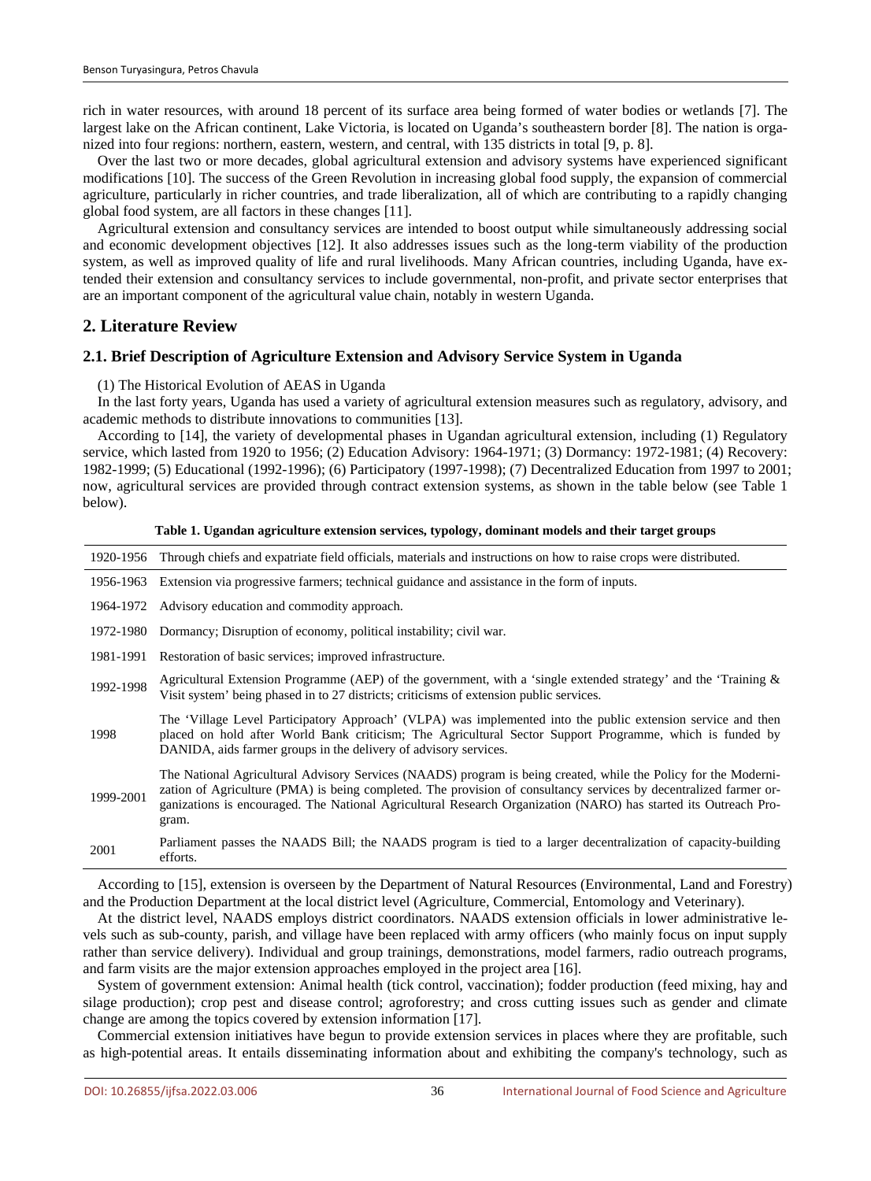rich in water resources, with around 18 percent of its surface area being formed of water bodies or wetlands [7]. The largest lake on the African continent, Lake Victoria, is located on Uganda's southeastern border [8]. The nation is organized into four regions: northern, eastern, western, and central, with 135 districts in total [9, p. 8].

Over the last two or more decades, global agricultural extension and advisory systems have experienced significant modifications [10]. The success of the Green Revolution in increasing global food supply, the expansion of commercial agriculture, particularly in richer countries, and trade liberalization, all of which are contributing to a rapidly changing global food system, are all factors in these changes [11].

Agricultural extension and consultancy services are intended to boost output while simultaneously addressing social and economic development objectives [12]. It also addresses issues such as the long-term viability of the production system, as well as improved quality of life and rural livelihoods. Many African countries, including Uganda, have extended their extension and consultancy services to include governmental, non-profit, and private sector enterprises that are an important component of the agricultural value chain, notably in western Uganda.

## 2. Literature Review

### 2.1. Brief Description of Agriculture Extension and Advisory Service System in Uganda

(1) The Historical Evolution of AEAS in Uganda

In the last forty years, Uganda has used a variety of agricultural extension measures such as regulatory, advisory, and academic methods to distribute innovations to communities [13].

According to [14], the variety of developmental phases in Ugandan agricultural extension, including (1) Regulatory service, which lasted from 1920 to 1956; (2) Education Advisory: 1964-1971; (3) Dormancy: 1972-1981; (4) Recovery: 1982-1999; (5) Educational (1992-1996); (6) Participatory (1997-1998); (7) Decentralized Education from 1997 to 2001; now, agricultural services are provided through contract extension systems, as shown in the table below (see Table 1 below).

**Table 1. Ugandan agriculture extension services, typology, dominant models and their target groups**

| | |
|---|---|
| 1920-1956 | Through chiefs and expatriate field officials, materials and instructions on how to raise crops were distributed. |
| 1956-1963 | Extension via progressive farmers; technical guidance and assistance in the form of inputs. |
| 1964-1972 | Advisory education and commodity approach. |
| 1972-1980 | Dormancy; Disruption of economy, political instability; civil war. |
| 1981-1991 | Restoration of basic services; improved infrastructure. |
| 1992-1998 | Agricultural Extension Programme (AEP) of the government, with a 'single extended strategy' and the 'Training & Visit system' being phased in to 27 districts; criticisms of extension public services. |
| 1998 | The 'Village Level Participatory Approach' (VLPA) was implemented into the public extension service and then placed on hold after World Bank criticism; The Agricultural Sector Support Programme, which is funded by DANIDA, aids farmer groups in the delivery of advisory services. |
| 1999-2001 | The National Agricultural Advisory Services (NAADS) program is being created, while the Policy for the Modernization of Agriculture (PMA) is being completed. The provision of consultancy services by decentralized farmer organizations is encouraged. The National Agricultural Research Organization (NARO) has started its Outreach Program. |
| 2001 | Parliament passes the NAADS Bill; the NAADS program is tied to a larger decentralization of capacity-building efforts. |

According to [15], extension is overseen by the Department of Natural Resources (Environmental, Land and Forestry) and the Production Department at the local district level (Agriculture, Commercial, Entomology and Veterinary).

At the district level, NAADS employs district coordinators. NAADS extension officials in lower administrative levels such as sub-county, parish, and village have been replaced with army officers (who mainly focus on input supply rather than service delivery). Individual and group trainings, demonstrations, model farmers, radio outreach programs, and farm visits are the major extension approaches employed in the project area [16].

System of government extension: Animal health (tick control, vaccination); fodder production (feed mixing, hay and silage production); crop pest and disease control; agroforestry; and cross cutting issues such as gender and climate change are among the topics covered by extension information [17].

Commercial extension initiatives have begun to provide extension services in places where they are profitable, such as high-potential areas. It entails disseminating information about and exhibiting the company's technology, such as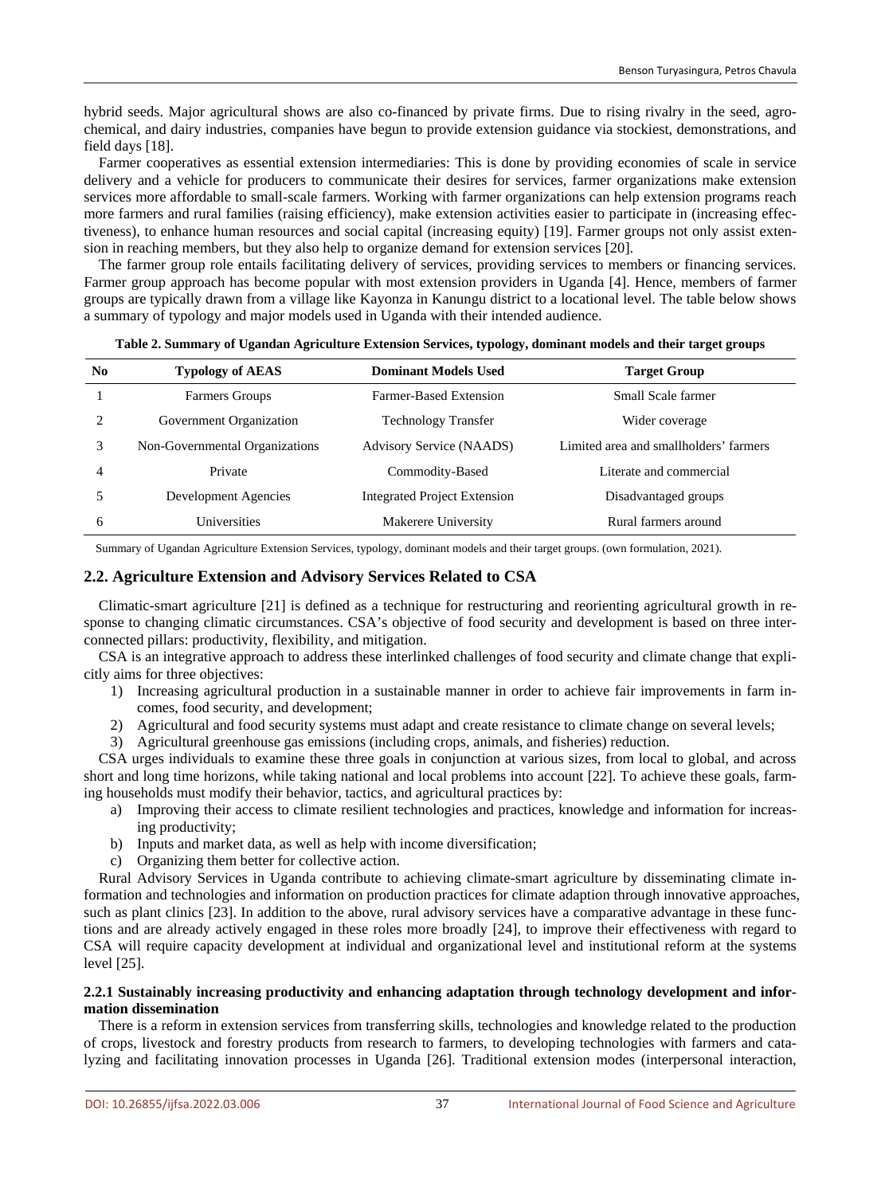hybrid seeds. Major agricultural shows are also co-financed by private firms. Due to rising rivalry in the seed, agro-chemical, and dairy industries, companies have begun to provide extension guidance via stockiest, demonstrations, and field days [18].

Farmer cooperatives as essential extension intermediaries: This is done by providing economies of scale in service delivery and a vehicle for producers to communicate their desires for services, farmer organizations make extension services more affordable to small-scale farmers. Working with farmer organizations can help extension programs reach more farmers and rural families (raising efficiency), make extension activities easier to participate in (increasing effectiveness), to enhance human resources and social capital (increasing equity) [19]. Farmer groups not only assist extension in reaching members, but they also help to organize demand for extension services [20].

The farmer group role entails facilitating delivery of services, providing services to members or financing services. Farmer group approach has become popular with most extension providers in Uganda [4]. Hence, members of farmer groups are typically drawn from a village like Kayonza in Kanungu district to a locational level. The table below shows a summary of typology and major models used in Uganda with their intended audience.

**Table 2. Summary of Ugandan Agriculture Extension Services, typology, dominant models and their target groups**

| No | Typology of AEAS | Dominant Models Used | Target Group |
|---|---|---|---|
| 1 | Farmers Groups | Farmer-Based Extension | Small Scale farmer |
| 2 | Government Organization | Technology Transfer | Wider coverage |
| 3 | Non-Governmental Organizations | Advisory Service (NAADS) | Limited area and smallholders' farmers |
| 4 | Private | Commodity-Based | Literate and commercial |
| 5 | Development Agencies | Integrated Project Extension | Disadvantaged groups |
| 6 | Universities | Makerere University | Rural farmers around |

Summary of Ugandan Agriculture Extension Services, typology, dominant models and their target groups. (own formulation, 2021).

## 2.2. Agriculture Extension and Advisory Services Related to CSA

Climatic-smart agriculture [21] is defined as a technique for restructuring and reorienting agricultural growth in response to changing climatic circumstances. CSA's objective of food security and development is based on three interconnected pillars: productivity, flexibility, and mitigation.

CSA is an integrative approach to address these interlinked challenges of food security and climate change that explicitly aims for three objectives:

1) Increasing agricultural production in a sustainable manner in order to achieve fair improvements in farm incomes, food security, and development;
2) Agricultural and food security systems must adapt and create resistance to climate change on several levels;
3) Agricultural greenhouse gas emissions (including crops, animals, and fisheries) reduction.

CSA urges individuals to examine these three goals in conjunction at various sizes, from local to global, and across short and long time horizons, while taking national and local problems into account [22]. To achieve these goals, farming households must modify their behavior, tactics, and agricultural practices by:

a) Improving their access to climate resilient technologies and practices, knowledge and information for increasing productivity;
b) Inputs and market data, as well as help with income diversification;
c) Organizing them better for collective action.

Rural Advisory Services in Uganda contribute to achieving climate-smart agriculture by disseminating climate information and technologies and information on production practices for climate adaptation through innovative approaches, such as plant clinics [23]. In addition to the above, rural advisory services have a comparative advantage in these functions and are already actively engaged in these roles more broadly [24], to improve their effectiveness with regard to CSA will require capacity development at individual and organizational level and institutional reform at the systems level [25].

### 2.2.1 Sustainably increasing productivity and enhancing adaptation through technology development and information dissemination

There is a reform in extension services from transferring skills, technologies and knowledge related to the production of crops, livestock and forestry products from research to farmers, to developing technologies with farmers and catalyzing and facilitating innovation processes in Uganda [26]. Traditional extension modes (interpersonal interaction,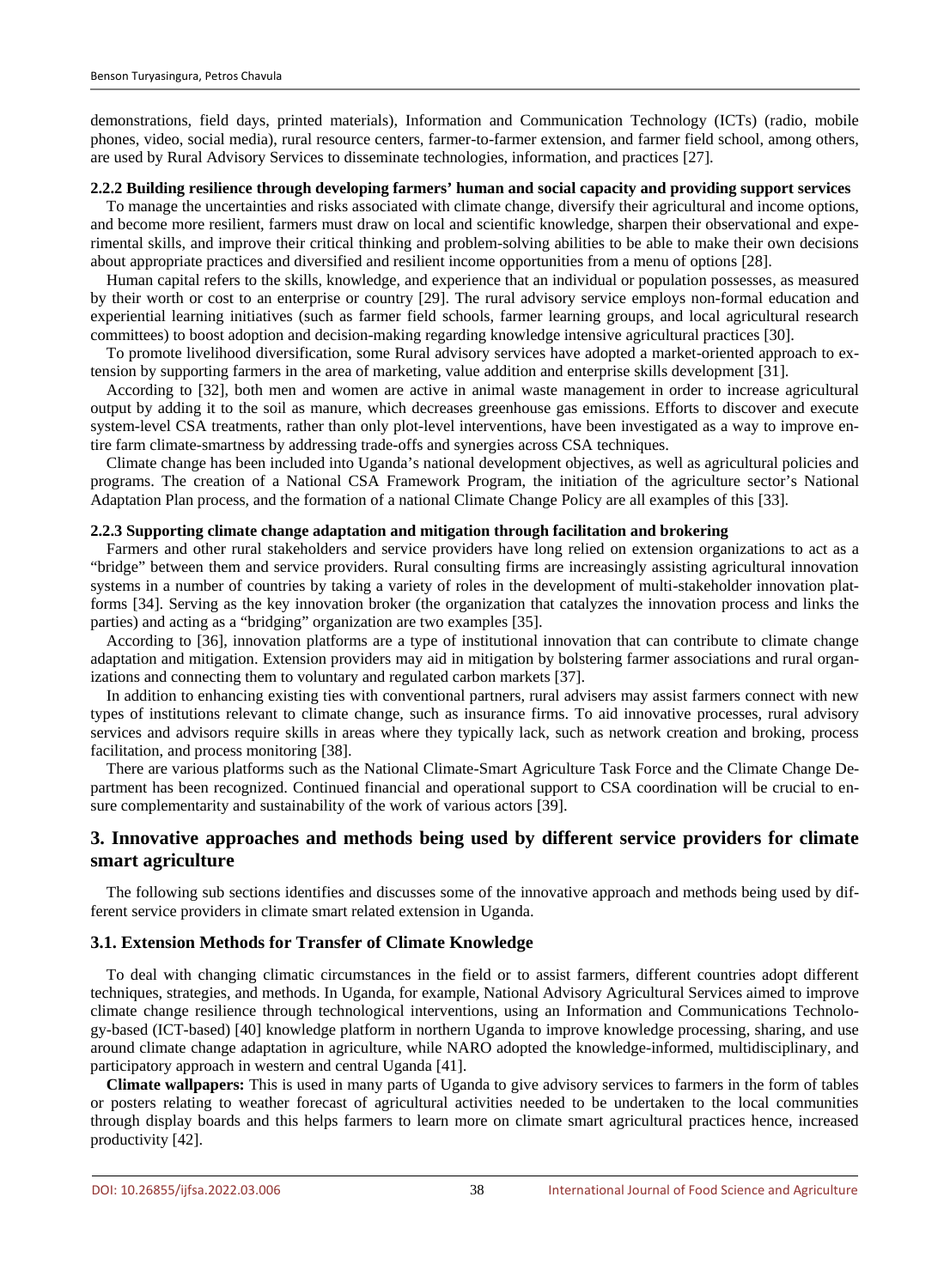demonstrations, field days, printed materials), Information and Communication Technology (ICTs) (radio, mobile phones, video, social media), rural resource centers, farmer-to-farmer extension, and farmer field school, among others, are used by Rural Advisory Services to disseminate technologies, information, and practices [27].

#### 2.2.2 Building resilience through developing farmers' human and social capacity and providing support services

To manage the uncertainties and risks associated with climate change, diversify their agricultural and income options, and become more resilient, farmers must draw on local and scientific knowledge, sharpen their observational and experimental skills, and improve their critical thinking and problem-solving abilities to be able to make their own decisions about appropriate practices and diversified and resilient income opportunities from a menu of options [28].

Human capital refers to the skills, knowledge, and experience that an individual or population possesses, as measured by their worth or cost to an enterprise or country [29]. The rural advisory service employs non-formal education and experiential learning initiatives (such as farmer field schools, farmer learning groups, and local agricultural research committees) to boost adoption and decision-making regarding knowledge intensive agricultural practices [30].

To promote livelihood diversification, some Rural advisory services have adopted a market-oriented approach to extension by supporting farmers in the area of marketing, value addition and enterprise skills development [31].

According to [32], both men and women are active in animal waste management in order to increase agricultural output by adding it to the soil as manure, which decreases greenhouse gas emissions. Efforts to discover and execute system-level CSA treatments, rather than only plot-level interventions, have been investigated as a way to improve entire farm climate-smartness by addressing trade-offs and synergies across CSA techniques.

Climate change has been included into Uganda's national development objectives, as well as agricultural policies and programs. The creation of a National CSA Framework Program, the initiation of the agriculture sector's National Adaptation Plan process, and the formation of a national Climate Change Policy are all examples of this [33].

#### 2.2.3 Supporting climate change adaptation and mitigation through facilitation and brokering

Farmers and other rural stakeholders and service providers have long relied on extension organizations to act as a "bridge" between them and service providers. Rural consulting firms are increasingly assisting agricultural innovation systems in a number of countries by taking a variety of roles in the development of multi-stakeholder innovation platforms [34]. Serving as the key innovation broker (the organization that catalyzes the innovation process and links the parties) and acting as a "bridging" organization are two examples [35].

According to [36], innovation platforms are a type of institutional innovation that can contribute to climate change adaptation and mitigation. Extension providers may aid in mitigation by bolstering farmer associations and rural organizations and connecting them to voluntary and regulated carbon markets [37].

In addition to enhancing existing ties with conventional partners, rural advisers may assist farmers connect with new types of institutions relevant to climate change, such as insurance firms. To aid innovative processes, rural advisory services and advisors require skills in areas where they typically lack, such as network creation and broking, process facilitation, and process monitoring [38].

There are various platforms such as the National Climate-Smart Agriculture Task Force and the Climate Change Department has been recognized. Continued financial and operational support to CSA coordination will be crucial to ensure complementarity and sustainability of the work of various actors [39].

## 3. Innovative approaches and methods being used by different service providers for climate smart agriculture

The following sub sections identifies and discusses some of the innovative approach and methods being used by different service providers in climate smart related extension in Uganda.

### 3.1. Extension Methods for Transfer of Climate Knowledge

To deal with changing climatic circumstances in the field or to assist farmers, different countries adopt different techniques, strategies, and methods. In Uganda, for example, National Advisory Agricultural Services aimed to improve climate change resilience through technological interventions, using an Information and Communications Technology-based (ICT-based) [40] knowledge platform in northern Uganda to improve knowledge processing, sharing, and use around climate change adaptation in agriculture, while NARO adopted the knowledge-informed, multidisciplinary, and participatory approach in western and central Uganda [41].

**Climate wallpapers:** This is used in many parts of Uganda to give advisory services to farmers in the form of tables or posters relating to weather forecast of agricultural activities needed to be undertaken to the local communities through display boards and this helps farmers to learn more on climate smart agricultural practices hence, increased productivity [42].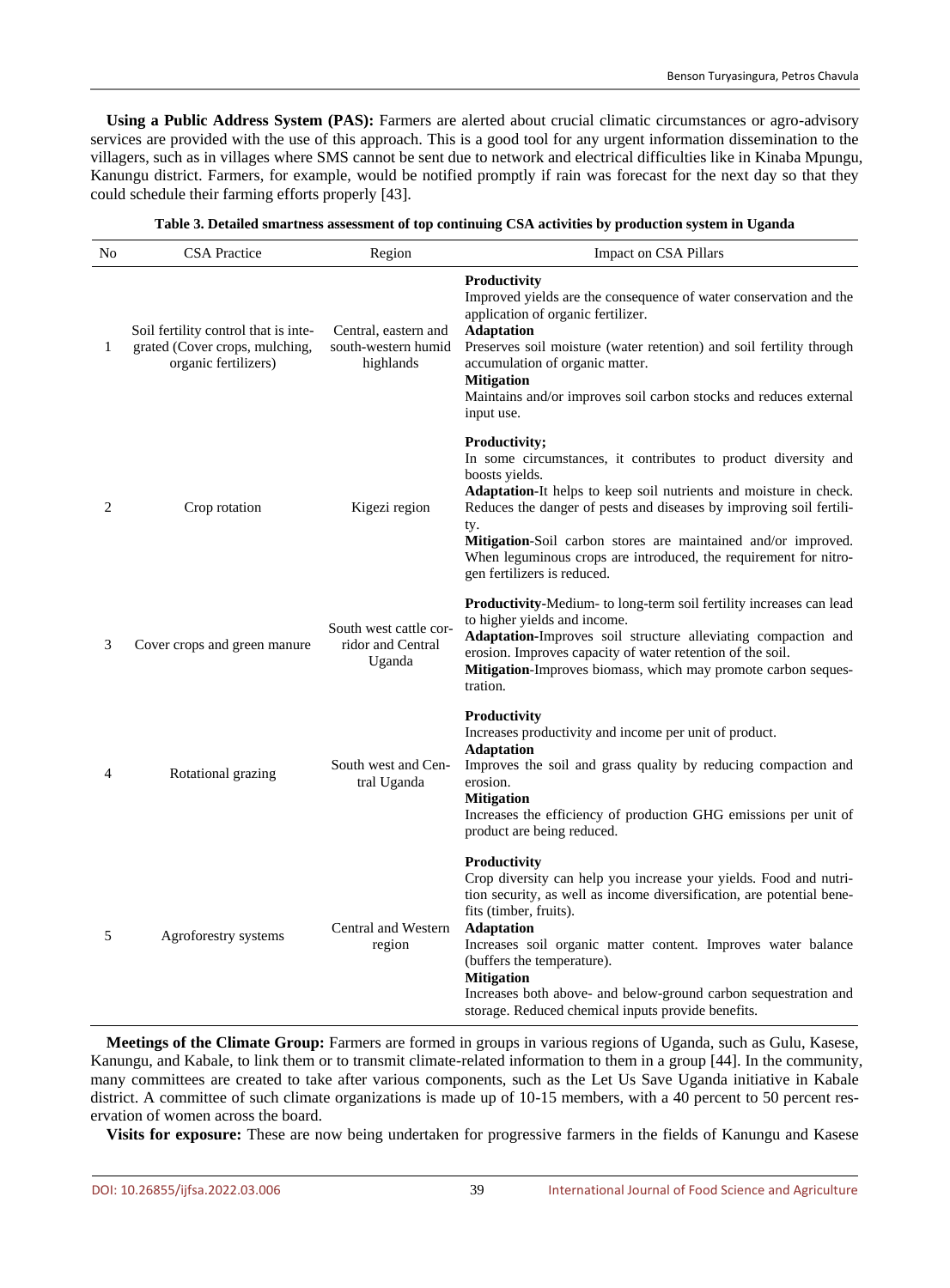**Using a Public Address System (PAS):** Farmers are alerted about crucial climatic circumstances or agro-advisory services are provided with the use of this approach. This is a good tool for any urgent information dissemination to the villagers, such as in villages where SMS cannot be sent due to network and electrical difficulties like in Kinaba Mpungu, Kanungu district. Farmers, for example, would be notified promptly if rain was forecast for the next day so that they could schedule their farming efforts properly [43].

**Table 3. Detailed smartness assessment of top continuing CSA activities by production system in Uganda**

| No | CSA Practice | Region | Impact on CSA Pillars |
|---|---|---|---|
| 1 | Soil fertility control that is integrated (Cover crops, mulching, organic fertilizers) | Central, eastern and south-western humid highlands | **Productivity** Improved yields are the consequence of water conservation and the application of organic fertilizer. **Adaptation** Preserves soil moisture (water retention) and soil fertility through accumulation of organic matter. **Mitigation** Maintains and/or improves soil carbon stocks and reduces external input use. |
| 2 | Crop rotation | Kigezi region | **Productivity;** In some circumstances, it contributes to product diversity and boosts yields. **Adaptation**-It helps to keep soil nutrients and moisture in check. Reduces the danger of pests and diseases by improving soil fertility. **Mitigation**-Soil carbon stores are maintained and/or improved. When leguminous crops are introduced, the requirement for nitrogen fertilizers is reduced. |
| 3 | Cover crops and green manure | South west cattle corridor and Central Uganda | **Productivity**-Medium- to long-term soil fertility increases can lead to higher yields and income. **Adaptation**-Improves soil structure alleviating compaction and erosion. Improves capacity of water retention of the soil. **Mitigation**-Improves biomass, which may promote carbon sequestration. |
| 4 | Rotational grazing | South west and Central Uganda | **Productivity** Increases productivity and income per unit of product. **Adaptation** Improves the soil and grass quality by reducing compaction and erosion. **Mitigation** Increases the efficiency of production GHG emissions per unit of product are being reduced. |
| 5 | Agroforestry systems | Central and Western region | **Productivity** Crop diversity can help you increase your yields. Food and nutrition security, as well as income diversification, are potential benefits (timber, fruits). **Adaptation** Increases soil organic matter content. Improves water balance (buffers the temperature). **Mitigation** Increases both above- and below-ground carbon sequestration and storage. Reduced chemical inputs provide benefits. |

**Meetings of the Climate Group:** Farmers are formed in groups in various regions of Uganda, such as Gulu, Kasese, Kanungu, and Kabale, to link them or to transmit climate-related information to them in a group [44]. In the community, many committees are created to take after various components, such as the Let Us Save Uganda initiative in Kabale district. A committee of such climate organizations is made up of 10-15 members, with a 40 percent to 50 percent reservation of women across the board.

**Visits for exposure:** These are now being undertaken for progressive farmers in the fields of Kanungu and Kasese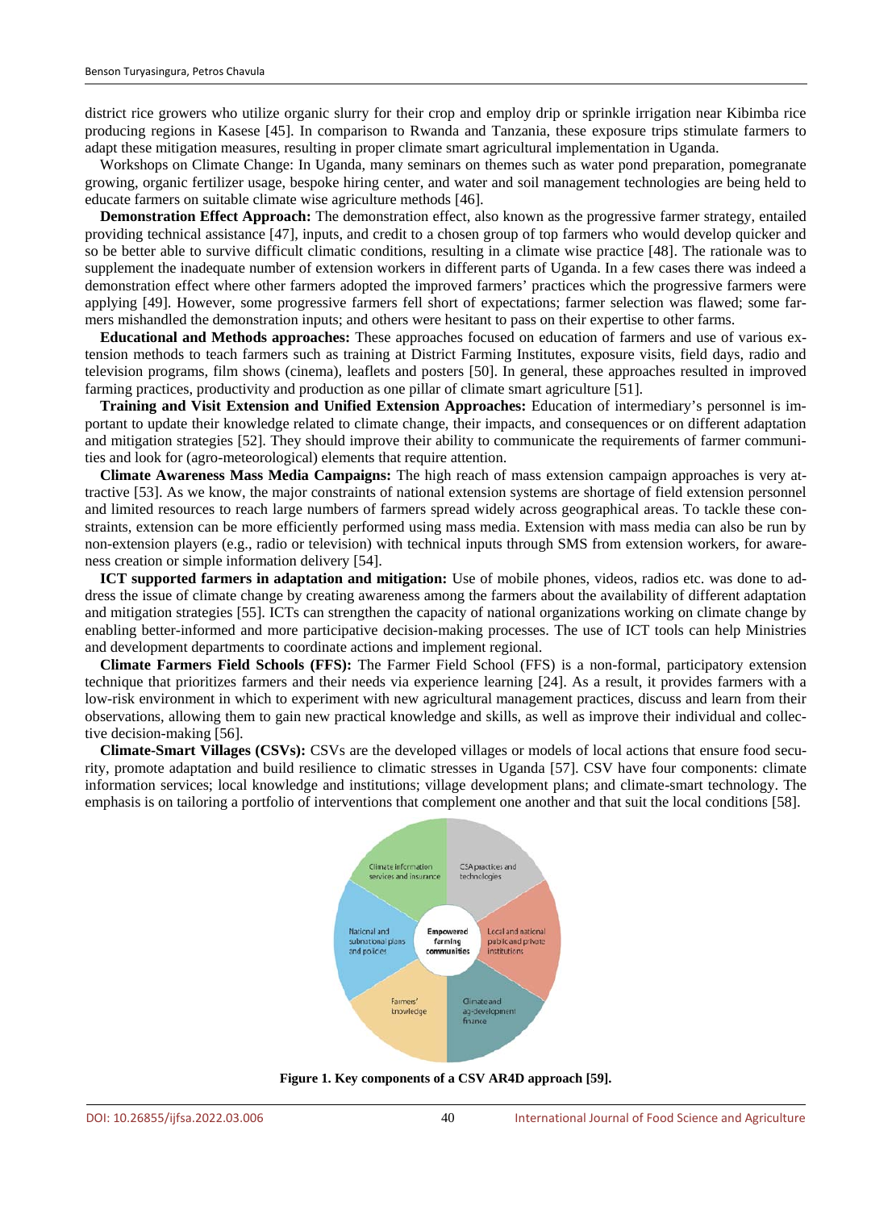district rice growers who utilize organic slurry for their crop and employ drip or sprinkle irrigation near Kibimba rice producing regions in Kasese [45]. In comparison to Rwanda and Tanzania, these exposure trips stimulate farmers to adapt these mitigation measures, resulting in proper climate smart agricultural implementation in Uganda.

Workshops on Climate Change: In Uganda, many seminars on themes such as water pond preparation, pomegranate growing, organic fertilizer usage, bespoke hiring center, and water and soil management technologies are being held to educate farmers on suitable climate wise agriculture methods [46].

**Demonstration Effect Approach:** The demonstration effect, also known as the progressive farmer strategy, entailed providing technical assistance [47], inputs, and credit to a chosen group of top farmers who would develop quicker and so be better able to survive difficult climatic conditions, resulting in a climate wise practice [48]. The rationale was to supplement the inadequate number of extension workers in different parts of Uganda. In a few cases there was indeed a demonstration effect where other farmers adopted the improved farmers' practices which the progressive farmers were applying [49]. However, some progressive farmers fell short of expectations; farmer selection was flawed; some farmers mishandled the demonstration inputs; and others were hesitant to pass on their expertise to other farms.

**Educational and Methods approaches:** These approaches focused on education of farmers and use of various extension methods to teach farmers such as training at District Farming Institutes, exposure visits, field days, radio and television programs, film shows (cinema), leaflets and posters [50]. In general, these approaches resulted in improved farming practices, productivity and production as one pillar of climate smart agriculture [51].

**Training and Visit Extension and Unified Extension Approaches:** Education of intermediary's personnel is important to update their knowledge related to climate change, their impacts, and consequences or on different adaptation and mitigation strategies [52]. They should improve their ability to communicate the requirements of farmer communities and look for (agro-meteorological) elements that require attention.

**Climate Awareness Mass Media Campaigns:** The high reach of mass extension campaign approaches is very attractive [53]. As we know, the major constraints of national extension systems are shortage of field extension personnel and limited resources to reach large numbers of farmers spread widely across geographical areas. To tackle these constraints, extension can be more efficiently performed using mass media. Extension with mass media can also be run by non-extension players (e.g., radio or television) with technical inputs through SMS from extension workers, for awareness creation or simple information delivery [54].

**ICT supported farmers in adaptation and mitigation:** Use of mobile phones, videos, radios etc. was done to address the issue of climate change by creating awareness among the farmers about the availability of different adaptation and mitigation strategies [55]. ICTs can strengthen the capacity of national organizations working on climate change by enabling better-informed and more participative decision-making processes. The use of ICT tools can help Ministries and development departments to coordinate actions and implement regional.

**Climate Farmers Field Schools (FFS):** The Farmer Field School (FFS) is a non-formal, participatory extension technique that prioritizes farmers and their needs via experience learning [24]. As a result, it provides farmers with a low-risk environment in which to experiment with new agricultural management practices, discuss and learn from their observations, allowing them to gain new practical knowledge and skills, as well as improve their individual and collective decision-making [56].

**Climate-Smart Villages (CSVs):** CSVs are the developed villages or models of local actions that ensure food security, promote adaptation and build resilience to climatic stresses in Uganda [57]. CSV have four components: climate information services; local knowledge and institutions; village development plans; and climate-smart technology. The emphasis is on tailoring a portfolio of interventions that complement one another and that suit the local conditions [58].

**Figure 1. Key components of a CSV AR4D approach [59].**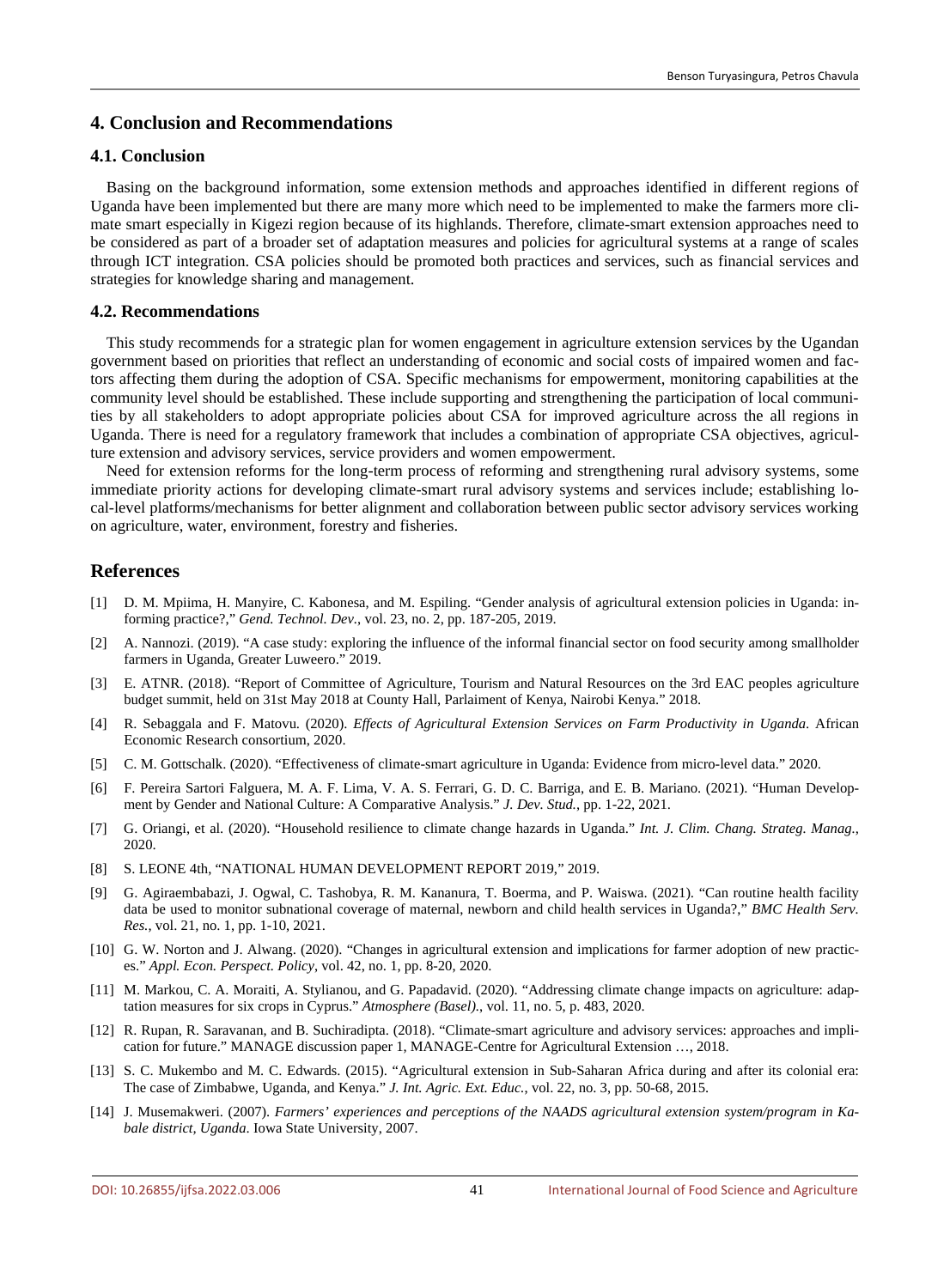## 4. Conclusion and Recommendations

### 4.1. Conclusion

Basing on the background information, some extension methods and approaches identified in different regions of Uganda have been implemented but there are many more which need to be implemented to make the farmers more climate smart especially in Kigezi region because of its highlands. Therefore, climate-smart extension approaches need to be considered as part of a broader set of adaptation measures and policies for agricultural systems at a range of scales through ICT integration. CSA policies should be promoted both practices and services, such as financial services and strategies for knowledge sharing and management.

### 4.2. Recommendations

This study recommends for a strategic plan for women engagement in agriculture extension services by the Ugandan government based on priorities that reflect an understanding of economic and social costs of impaired women and factors affecting them during the adoption of CSA. Specific mechanisms for empowerment, monitoring capabilities at the community level should be established. These include supporting and strengthening the participation of local communities by all stakeholders to adopt appropriate policies about CSA for improved agriculture across the all regions in Uganda. There is need for a regulatory framework that includes a combination of appropriate CSA objectives, agriculture extension and advisory services, service providers and women empowerment.

Need for extension reforms for the long-term process of reforming and strengthening rural advisory systems, some immediate priority actions for developing climate-smart rural advisory systems and services include; establishing local-level platforms/mechanisms for better alignment and collaboration between public sector advisory services working on agriculture, water, environment, forestry and fisheries.

## References

[1] D. M. Mpiima, H. Manyire, C. Kabonesa, and M. Espiling. "Gender analysis of agricultural extension policies in Uganda: informing practice?," *Gend. Technol. Dev.*, vol. 23, no. 2, pp. 187-205, 2019.

[2] A. Nannozi. (2019). "A case study: exploring the influence of the informal financial sector on food security among smallholder farmers in Uganda, Greater Luweero." 2019.

[3] E. ATNR. (2018). "Report of Committee of Agriculture, Tourism and Natural Resources on the 3rd EAC peoples agriculture budget summit, held on 31st May 2018 at County Hall, Parlaiment of Kenya, Nairobi Kenya." 2018.

[4] R. Sebaggala and F. Matovu. (2020). *Effects of Agricultural Extension Services on Farm Productivity in Uganda*. African Economic Research consortium, 2020.

[5] C. M. Gottschalk. (2020). "Effectiveness of climate-smart agriculture in Uganda: Evidence from micro-level data." 2020.

[6] F. Pereira Sartori Falguera, M. A. F. Lima, V. A. S. Ferrari, G. D. C. Barriga, and E. B. Mariano. (2021). "Human Development by Gender and National Culture: A Comparative Analysis." *J. Dev. Stud.*, pp. 1-22, 2021.

[7] G. Oriangi, et al. (2020). "Household resilience to climate change hazards in Uganda." *Int. J. Clim. Chang. Strateg. Manag.*, 2020.

[8] S. LEONE 4th, "NATIONAL HUMAN DEVELOPMENT REPORT 2019," 2019.

[9] G. Agiraembabazi, J. Ogwal, C. Tashobya, R. M. Kananura, T. Boerma, and P. Waiswa. (2021). "Can routine health facility data be used to monitor subnational coverage of maternal, newborn and child health services in Uganda?," *BMC Health Serv. Res.*, vol. 21, no. 1, pp. 1-10, 2021.

[10] G. W. Norton and J. Alwang. (2020). "Changes in agricultural extension and implications for farmer adoption of new practices." *Appl. Econ. Perspect. Policy*, vol. 42, no. 1, pp. 8-20, 2020.

[11] M. Markou, C. A. Moraiti, A. Stylianou, and G. Papadavid. (2020). "Addressing climate change impacts on agriculture: adaptation measures for six crops in Cyprus." *Atmosphere (Basel).*, vol. 11, no. 5, p. 483, 2020.

[12] R. Rupan, R. Saravanan, and B. Suchiradipta. (2018). "Climate-smart agriculture and advisory services: approaches and implication for future." MANAGE discussion paper 1, MANAGE-Centre for Agricultural Extension …, 2018.

[13] S. C. Mukembo and M. C. Edwards. (2015). "Agricultural extension in Sub-Saharan Africa during and after its colonial era: The case of Zimbabwe, Uganda, and Kenya." *J. Int. Agric. Ext. Educ.*, vol. 22, no. 3, pp. 50-68, 2015.

[14] J. Musemakweri. (2007). *Farmers' experiences and perceptions of the NAADS agricultural extension system/program in Kabale district, Uganda*. Iowa State University, 2007.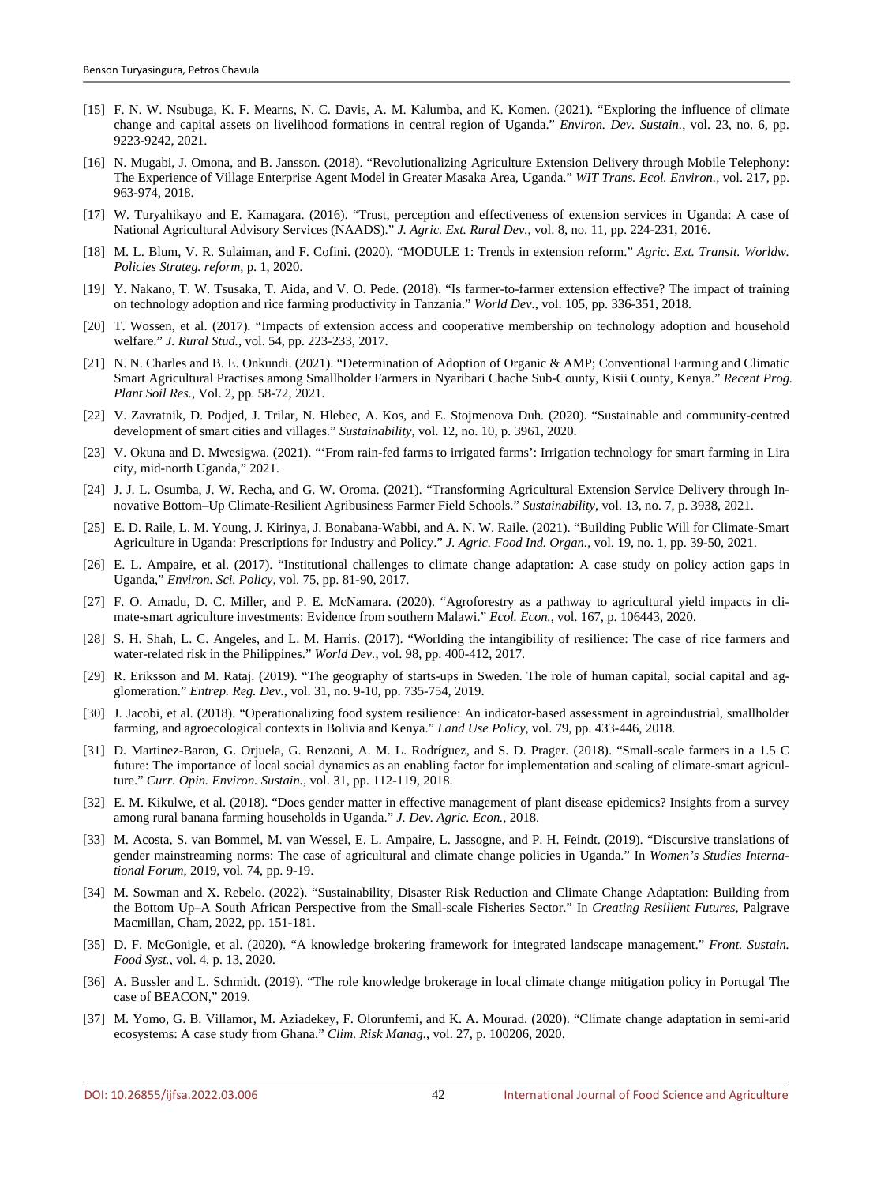[15] F. N. W. Nsubuga, K. F. Mearns, N. C. Davis, A. M. Kalumba, and K. Komen. (2021). "Exploring the influence of climate change and capital assets on livelihood formations in central region of Uganda." *Environ. Dev. Sustain.*, vol. 23, no. 6, pp. 9223-9242, 2021.

[16] N. Mugabi, J. Omona, and B. Jansson. (2018). "Revolutionalizing Agriculture Extension Delivery through Mobile Telephony: The Experience of Village Enterprise Agent Model in Greater Masaka Area, Uganda." *WIT Trans. Ecol. Environ.*, vol. 217, pp. 963-974, 2018.

[17] W. Turyahikayo and E. Kamagara. (2016). "Trust, perception and effectiveness of extension services in Uganda: A case of National Agricultural Advisory Services (NAADS)." *J. Agric. Ext. Rural Dev.*, vol. 8, no. 11, pp. 224-231, 2016.

[18] M. L. Blum, V. R. Sulaiman, and F. Cofini. (2020). "MODULE 1: Trends in extension reform." *Agric. Ext. Transit. Worldw. Policies Strateg. reform*, p. 1, 2020.

[19] Y. Nakano, T. W. Tsusaka, T. Aida, and V. O. Pede. (2018). "Is farmer-to-farmer extension effective? The impact of training on technology adoption and rice farming productivity in Tanzania." *World Dev.*, vol. 105, pp. 336-351, 2018.

[20] T. Wossen, et al. (2017). "Impacts of extension access and cooperative membership on technology adoption and household welfare." *J. Rural Stud.*, vol. 54, pp. 223-233, 2017.

[21] N. N. Charles and B. E. Onkundi. (2021). "Determination of Adoption of Organic & AMP; Conventional Farming and Climatic Smart Agricultural Practises among Smallholder Farmers in Nyaribari Chache Sub-County, Kisii County, Kenya." *Recent Prog. Plant Soil Res.*, Vol. 2, pp. 58-72, 2021.

[22] V. Zavratnik, D. Podjed, J. Trilar, N. Hlebec, A. Kos, and E. Stojmenova Duh. (2020). "Sustainable and community-centred development of smart cities and villages." *Sustainability*, vol. 12, no. 10, p. 3961, 2020.

[23] V. Okuna and D. Mwesigwa. (2021). "'From rain-fed farms to irrigated farms': Irrigation technology for smart farming in Lira city, mid-north Uganda," 2021.

[24] J. J. L. Osumba, J. W. Recha, and G. W. Oroma. (2021). "Transforming Agricultural Extension Service Delivery through Innovative Bottom–Up Climate-Resilient Agribusiness Farmer Field Schools." *Sustainability*, vol. 13, no. 7, p. 3938, 2021.

[25] E. D. Raile, L. M. Young, J. Kirinya, J. Bonabana-Wabbi, and A. N. W. Raile. (2021). "Building Public Will for Climate-Smart Agriculture in Uganda: Prescriptions for Industry and Policy." *J. Agric. Food Ind. Organ.*, vol. 19, no. 1, pp. 39-50, 2021.

[26] E. L. Ampaire, et al. (2017). "Institutional challenges to climate change adaptation: A case study on policy action gaps in Uganda," *Environ. Sci. Policy*, vol. 75, pp. 81-90, 2017.

[27] F. O. Amadu, D. C. Miller, and P. E. McNamara. (2020). "Agroforestry as a pathway to agricultural yield impacts in climate-smart agriculture investments: Evidence from southern Malawi." *Ecol. Econ.*, vol. 167, p. 106443, 2020.

[28] S. H. Shah, L. C. Angeles, and L. M. Harris. (2017). "Worlding the intangibility of resilience: The case of rice farmers and water-related risk in the Philippines." *World Dev.*, vol. 98, pp. 400-412, 2017.

[29] R. Eriksson and M. Rataj. (2019). "The geography of starts-ups in Sweden. The role of human capital, social capital and agglomeration." *Entrep. Reg. Dev.*, vol. 31, no. 9-10, pp. 735-754, 2019.

[30] J. Jacobi, et al. (2018). "Operationalizing food system resilience: An indicator-based assessment in agroindustrial, smallholder farming, and agroecological contexts in Bolivia and Kenya." *Land Use Policy*, vol. 79, pp. 433-446, 2018.

[31] D. Martinez-Baron, G. Orjuela, G. Renzoni, A. M. L. Rodríguez, and S. D. Prager. (2018). "Small-scale farmers in a 1.5 C future: The importance of local social dynamics as an enabling factor for implementation and scaling of climate-smart agriculture." *Curr. Opin. Environ. Sustain.*, vol. 31, pp. 112-119, 2018.

[32] E. M. Kikulwe, et al. (2018). "Does gender matter in effective management of plant disease epidemics? Insights from a survey among rural banana farming households in Uganda." *J. Dev. Agric. Econ.*, 2018.

[33] M. Acosta, S. van Bommel, M. van Wessel, E. L. Ampaire, L. Jassogne, and P. H. Feindt. (2019). "Discursive translations of gender mainstreaming norms: The case of agricultural and climate change policies in Uganda." In *Women's Studies International Forum*, 2019, vol. 74, pp. 9-19.

[34] M. Sowman and X. Rebelo. (2022). "Sustainability, Disaster Risk Reduction and Climate Change Adaptation: Building from the Bottom Up–A South African Perspective from the Small-scale Fisheries Sector." In *Creating Resilient Futures*, Palgrave Macmillan, Cham, 2022, pp. 151-181.

[35] D. F. McGonigle, et al. (2020). "A knowledge brokering framework for integrated landscape management." *Front. Sustain. Food Syst.*, vol. 4, p. 13, 2020.

[36] A. Bussler and L. Schmidt. (2019). "The role knowledge brokerage in local climate change mitigation policy in Portugal The case of BEACON," 2019.

[37] M. Yomo, G. B. Villamor, M. Aziadekey, F. Olorunfemi, and K. A. Mourad. (2020). "Climate change adaptation in semi-arid ecosystems: A case study from Ghana." *Clim. Risk Manag.*, vol. 27, p. 100206, 2020.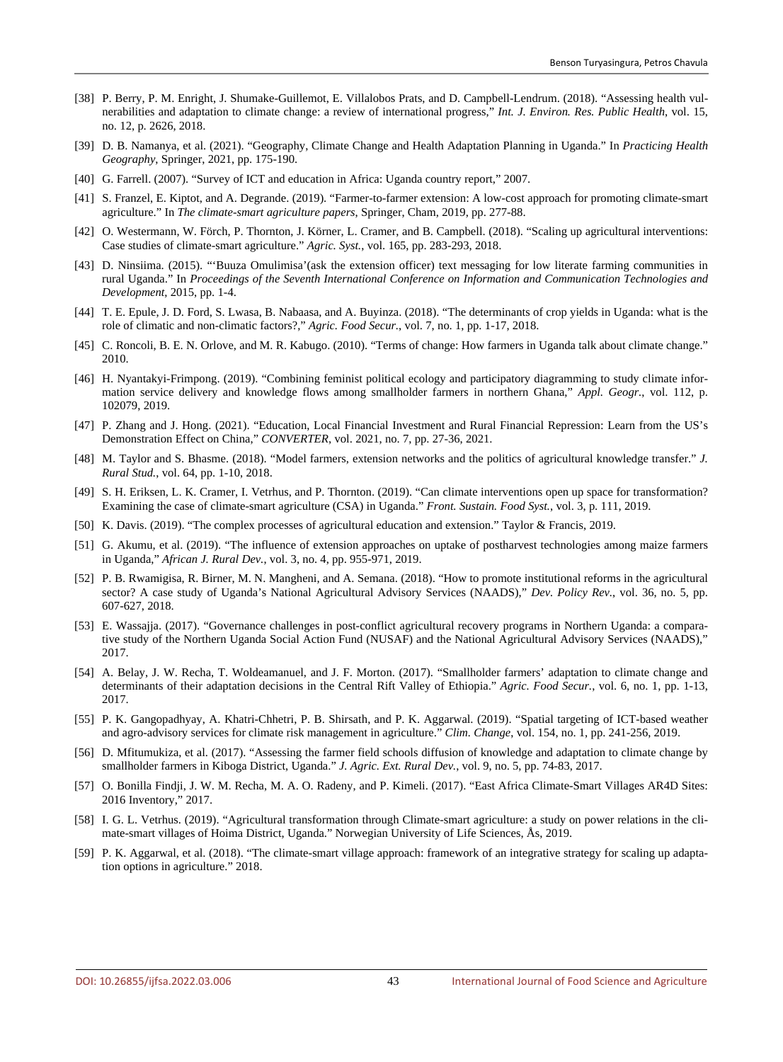[38] P. Berry, P. M. Enright, J. Shumake-Guillemot, E. Villalobos Prats, and D. Campbell-Lendrum. (2018). "Assessing health vulnerabilities and adaptation to climate change: a review of international progress," *Int. J. Environ. Res. Public Health*, vol. 15, no. 12, p. 2626, 2018.

[39] D. B. Namanya, et al. (2021). "Geography, Climate Change and Health Adaptation Planning in Uganda." In *Practicing Health Geography*, Springer, 2021, pp. 175-190.

[40] G. Farrell. (2007). "Survey of ICT and education in Africa: Uganda country report," 2007.

[41] S. Franzel, E. Kiptot, and A. Degrande. (2019). "Farmer-to-farmer extension: A low-cost approach for promoting climate-smart agriculture." In *The climate-smart agriculture papers*, Springer, Cham, 2019, pp. 277-88.

[42] O. Westermann, W. Förch, P. Thornton, J. Körner, L. Cramer, and B. Campbell. (2018). "Scaling up agricultural interventions: Case studies of climate-smart agriculture." *Agric. Syst.*, vol. 165, pp. 283-293, 2018.

[43] D. Ninsiima. (2015). "'Buuza Omulimisa'(ask the extension officer) text messaging for low literate farming communities in rural Uganda." In *Proceedings of the Seventh International Conference on Information and Communication Technologies and Development*, 2015, pp. 1-4.

[44] T. E. Epule, J. D. Ford, S. Lwasa, B. Nabaasa, and A. Buyinza. (2018). "The determinants of crop yields in Uganda: what is the role of climatic and non-climatic factors?," *Agric. Food Secur.*, vol. 7, no. 1, pp. 1-17, 2018.

[45] C. Roncoli, B. E. N. Orlove, and M. R. Kabugo. (2010). "Terms of change: How farmers in Uganda talk about climate change." 2010.

[46] H. Nyantakyi-Frimpong. (2019). "Combining feminist political ecology and participatory diagramming to study climate information service delivery and knowledge flows among smallholder farmers in northern Ghana," *Appl. Geogr.*, vol. 112, p. 102079, 2019.

[47] P. Zhang and J. Hong. (2021). "Education, Local Financial Investment and Rural Financial Repression: Learn from the US's Demonstration Effect on China," *CONVERTER*, vol. 2021, no. 7, pp. 27-36, 2021.

[48] M. Taylor and S. Bhasme. (2018). "Model farmers, extension networks and the politics of agricultural knowledge transfer." *J. Rural Stud.*, vol. 64, pp. 1-10, 2018.

[49] S. H. Eriksen, L. K. Cramer, I. Vetrhus, and P. Thornton. (2019). "Can climate interventions open up space for transformation? Examining the case of climate-smart agriculture (CSA) in Uganda." *Front. Sustain. Food Syst.*, vol. 3, p. 111, 2019.

[50] K. Davis. (2019). "The complex processes of agricultural education and extension." Taylor & Francis, 2019.

[51] G. Akumu, et al. (2019). "The influence of extension approaches on uptake of postharvest technologies among maize farmers in Uganda," *African J. Rural Dev.*, vol. 3, no. 4, pp. 955-971, 2019.

[52] P. B. Rwamigisa, R. Birner, M. N. Mangheni, and A. Semana. (2018). "How to promote institutional reforms in the agricultural sector? A case study of Uganda's National Agricultural Advisory Services (NAADS)," *Dev. Policy Rev.*, vol. 36, no. 5, pp. 607-627, 2018.

[53] E. Wassajja. (2017). "Governance challenges in post-conflict agricultural recovery programs in Northern Uganda: a comparative study of the Northern Uganda Social Action Fund (NUSAF) and the National Agricultural Advisory Services (NAADS)," 2017.

[54] A. Belay, J. W. Recha, T. Woldeamanuel, and J. F. Morton. (2017). "Smallholder farmers' adaptation to climate change and determinants of their adaptation decisions in the Central Rift Valley of Ethiopia." *Agric. Food Secur.*, vol. 6, no. 1, pp. 1-13, 2017.

[55] P. K. Gangopadhyay, A. Khatri-Chhetri, P. B. Shirsath, and P. K. Aggarwal. (2019). "Spatial targeting of ICT-based weather and agro-advisory services for climate risk management in agriculture." *Clim. Change*, vol. 154, no. 1, pp. 241-256, 2019.

[56] D. Mfitumukiza, et al. (2017). "Assessing the farmer field schools diffusion of knowledge and adaptation to climate change by smallholder farmers in Kiboga District, Uganda." *J. Agric. Ext. Rural Dev.*, vol. 9, no. 5, pp. 74-83, 2017.

[57] O. Bonilla Findji, J. W. M. Recha, M. A. O. Radeny, and P. Kimeli. (2017). "East Africa Climate-Smart Villages AR4D Sites: 2016 Inventory," 2017.

[58] I. G. L. Vetrhus. (2019). "Agricultural transformation through Climate-smart agriculture: a study on power relations in the climate-smart villages of Hoima District, Uganda." Norwegian University of Life Sciences, Ås, 2019.

[59] P. K. Aggarwal, et al. (2018). "The climate-smart village approach: framework of an integrative strategy for scaling up adaptation options in agriculture." 2018.